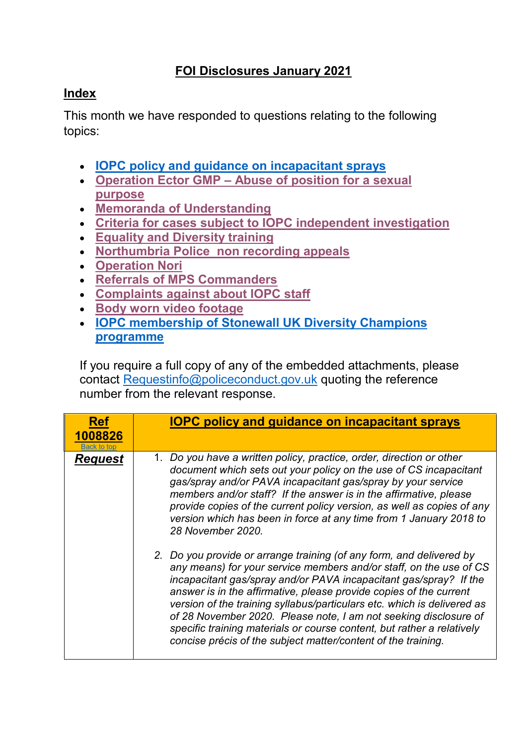# FOI Disclosures January 2021

## Index

This month we have responded to questions relating to the following topics:

- IOPC policy and guidance on incapacitant sprays
- Operation Ector GMP – Abuse of position for a sexual purpose
- Memoranda of Understanding
- Criteria for cases subject to IOPC independent investigation
- Equality and Diversity training
- Northumbria Police non recording appeals
- Operation Nori
- Referrals of MPS Commanders
- Complaints against about IOPC staff
- Body worn video footage
- IOPC membership of Stonewall UK Diversity Champions programme

If you require a full copy of any of the embedded attachments, please contact Requestinfo@policeconduct.gov.uk quoting the reference number from the relevant response.

| **Ref 1008826** Back to top | **IOPC policy and guidance on incapacitant sprays** |
|---|---|
| ***Request*** | 1. *Do you have a written policy, practice, order, direction or other document which sets out your policy on the use of CS incapacitant gas/spray and/or PAVA incapacitant gas/spray by your service members and/or staff? If the answer is in the affirmative, please provide copies of the current policy version, as well as copies of any version which has been in force at any time from 1 January 2018 to 28 November 2020.* <br><br> 2. *Do you provide or arrange training (of any form, and delivered by any means) for your service members and/or staff, on the use of CS incapacitant gas/spray and/or PAVA incapacitant gas/spray? If the answer is in the affirmative, please provide copies of the current version of the training syllabus/particulars etc. which is delivered as of 28 November 2020. Please note, I am not seeking disclosure of specific training materials or course content, but rather a relatively concise précis of the subject matter/content of the training.* |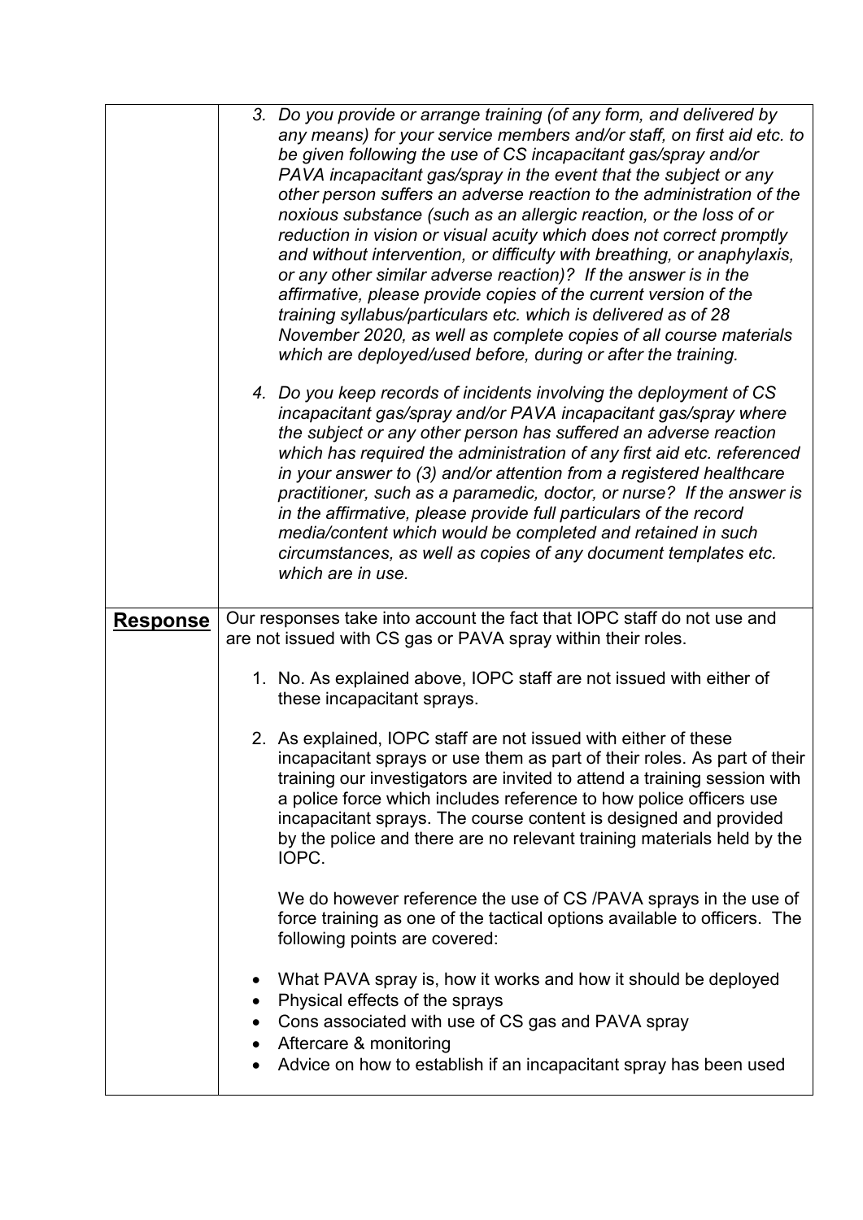| | |
|---|---|
| | *3. Do you provide or arrange training (of any form, and delivered by any means) for your service members and/or staff, on first aid etc. to be given following the use of CS incapacitant gas/spray and/or PAVA incapacitant gas/spray in the event that the subject or any other person suffers an adverse reaction to the administration of the noxious substance (such as an allergic reaction, or the loss of or reduction in vision or visual acuity which does not correct promptly and without intervention, or difficulty with breathing, or anaphylaxis, or any other similar adverse reaction)? If the answer is in the affirmative, please provide copies of the current version of the training syllabus/particulars etc. which is delivered as of 28 November 2020, as well as complete copies of all course materials which are deployed/used before, during or after the training.*<br><br>*4. Do you keep records of incidents involving the deployment of CS incapacitant gas/spray and/or PAVA incapacitant gas/spray where the subject or any other person has suffered an adverse reaction which has required the administration of any first aid etc. referenced in your answer to (3) and/or attention from a registered healthcare practitioner, such as a paramedic, doctor, or nurse? If the answer is in the affirmative, please provide full particulars of the record media/content which would be completed and retained in such circumstances, as well as copies of any document templates etc. which are in use.* |
| **Response** | Our responses take into account the fact that IOPC staff do not use and are not issued with CS gas or PAVA spray within their roles.<br><br>1. No. As explained above, IOPC staff are not issued with either of these incapacitant sprays.<br><br>2. As explained, IOPC staff are not issued with either of these incapacitant sprays or use them as part of their roles. As part of their training our investigators are invited to attend a training session with a police force which includes reference to how police officers use incapacitant sprays. The course content is designed and provided by the police and there are no relevant training materials held by the IOPC.<br><br>We do however reference the use of CS /PAVA sprays in the use of force training as one of the tactical options available to officers. The following points are covered:<br><br>• What PAVA spray is, how it works and how it should be deployed<br>• Physical effects of the sprays<br>• Cons associated with use of CS gas and PAVA spray<br>• Aftercare & monitoring<br>• Advice on how to establish if an incapacitant spray has been used |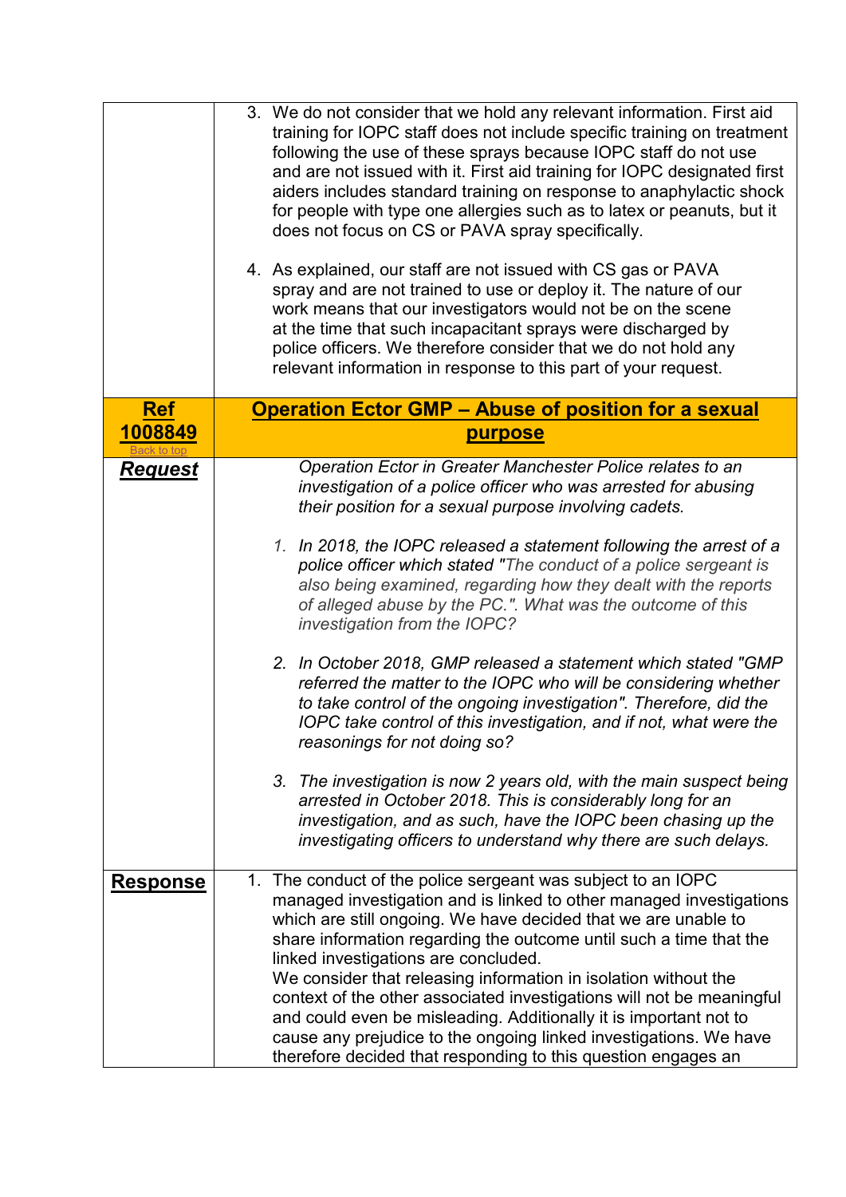| | |
|---|---|
| | 3. We do not consider that we hold any relevant information. First aid training for IOPC staff does not include specific training on treatment following the use of these sprays because IOPC staff do not use and are not issued with it. First aid training for IOPC designated first aiders includes standard training on response to anaphylactic shock for people with type one allergies such as to latex or peanuts, but it does not focus on CS or PAVA spray specifically.<br><br>4. As explained, our staff are not issued with CS gas or PAVA spray and are not trained to use or deploy it. The nature of our work means that our investigators would not be on the scene at the time that such incapacitant sprays were discharged by police officers. We therefore consider that we do not hold any relevant information in response to this part of your request. |
| **Ref 1008849**<br>Back to top | **Operation Ector GMP – Abuse of position for a sexual purpose** |
| ***Request*** | *Operation Ector in Greater Manchester Police relates to an investigation of a police officer who was arrested for abusing their position for a sexual purpose involving cadets.*<br><br>*1. In 2018, the IOPC released a statement following the arrest of a police officer which stated "The conduct of a police sergeant is also being examined, regarding how they dealt with the reports of alleged abuse by the PC.". What was the outcome of this investigation from the IOPC?*<br><br>*2. In October 2018, GMP released a statement which stated "GMP referred the matter to the IOPC who will be considering whether to take control of the ongoing investigation". Therefore, did the IOPC take control of this investigation, and if not, what were the reasonings for not doing so?*<br><br>*3. The investigation is now 2 years old, with the main suspect being arrested in October 2018. This is considerably long for an investigation, and as such, have the IOPC been chasing up the investigating officers to understand why there are such delays.* |
| **Response** | 1. The conduct of the police sergeant was subject to an IOPC managed investigation and is linked to other managed investigations which are still ongoing. We have decided that we are unable to share information regarding the outcome until such a time that the linked investigations are concluded.<br>We consider that releasing information in isolation without the context of the other associated investigations will not be meaningful and could even be misleading. Additionally it is important not to cause any prejudice to the ongoing linked investigations. We have therefore decided that responding to this question engages an |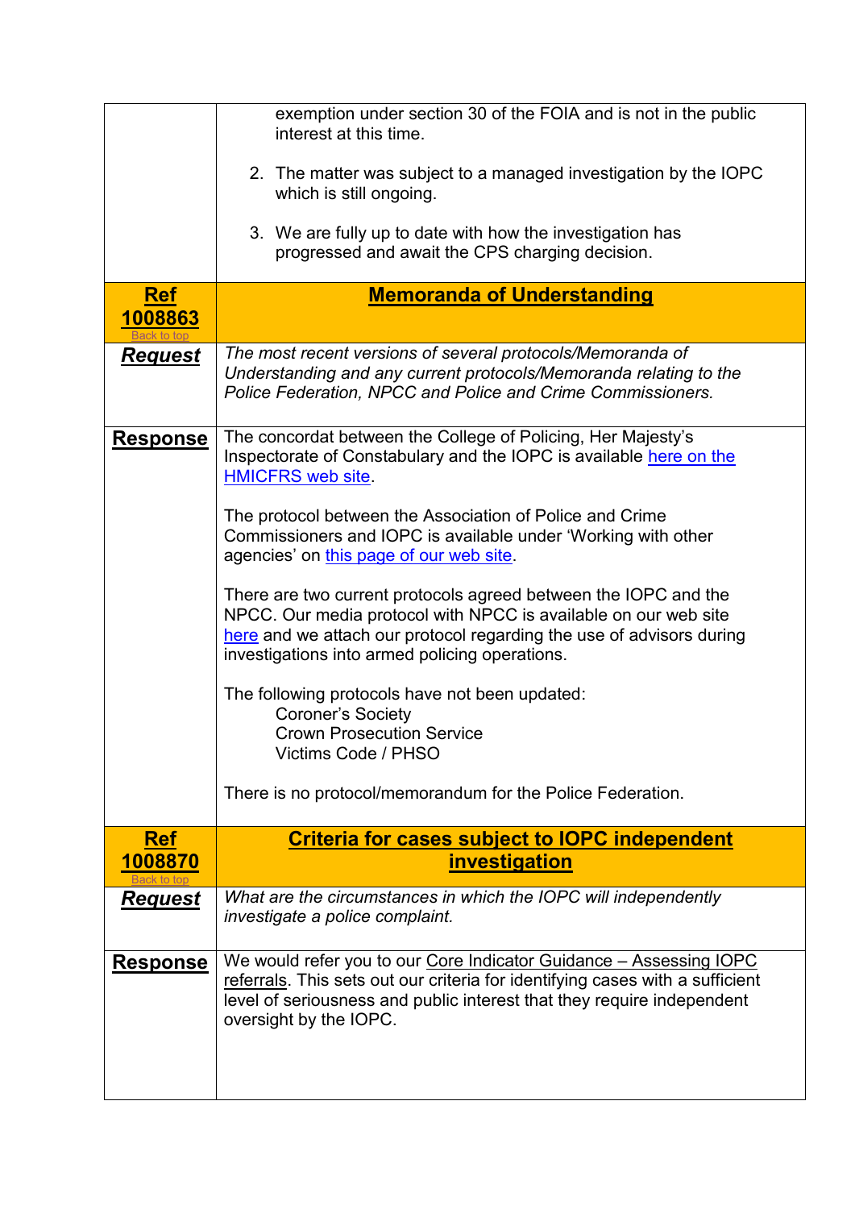| | |
|---|---|
| | exemption under section 30 of the FOIA and is not in the public interest at this time.<br><br>2. The matter was subject to a managed investigation by the IOPC which is still ongoing.<br><br>3. We are fully up to date with how the investigation has progressed and await the CPS charging decision. |
| **Ref 1008863**<br>Back to top | **Memoranda of Understanding** |
| ***Request*** | *The most recent versions of several protocols/Memoranda of Understanding and any current protocols/Memoranda relating to the Police Federation, NPCC and Police and Crime Commissioners.* |
| **Response** | The concordat between the College of Policing, Her Majesty's Inspectorate of Constabulary and the IOPC is available here on the HMICFRS web site.<br><br>The protocol between the Association of Police and Crime Commissioners and IOPC is available under 'Working with other agencies' on this page of our web site.<br><br>There are two current protocols agreed between the IOPC and the NPCC. Our media protocol with NPCC is available on our web site here and we attach our protocol regarding the use of advisors during investigations into armed policing operations.<br><br>The following protocols have not been updated:<br>Coroner's Society<br>Crown Prosecution Service<br>Victims Code / PHSO<br><br>There is no protocol/memorandum for the Police Federation. |
| **Ref 1008870**<br>Back to top | **Criteria for cases subject to IOPC independent investigation** |
| ***Request*** | *What are the circumstances in which the IOPC will independently investigate a police complaint.* |
| **Response** | We would refer you to our Core Indicator Guidance – Assessing IOPC referrals. This sets out our criteria for identifying cases with a sufficient level of seriousness and public interest that they require independent oversight by the IOPC. |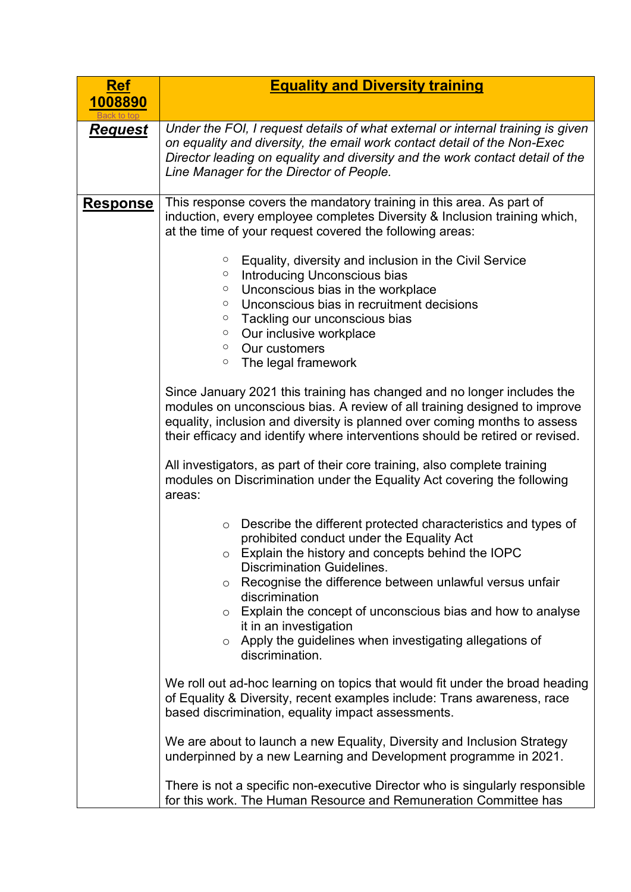| **Ref 1008890** Back to top | **Equality and Diversity training** |
|---|---|
| **Request** | *Under the FOI, I request details of what external or internal training is given on equality and diversity, the email work contact detail of the Non-Exec Director leading on equality and diversity and the work contact detail of the Line Manager for the Director of People.* |
| **Response** | This response covers the mandatory training in this area. As part of induction, every employee completes Diversity & Inclusion training which, at the time of your request covered the following areas:<br><br>○ Equality, diversity and inclusion in the Civil Service<br>○ Introducing Unconscious bias<br>○ Unconscious bias in the workplace<br>○ Unconscious bias in recruitment decisions<br>○ Tackling our unconscious bias<br>○ Our inclusive workplace<br>○ Our customers<br>○ The legal framework<br><br>Since January 2021 this training has changed and no longer includes the modules on unconscious bias. A review of all training designed to improve equality, inclusion and diversity is planned over coming months to assess their efficacy and identify where interventions should be retired or revised.<br><br>All investigators, as part of their core training, also complete training modules on Discrimination under the Equality Act covering the following areas:<br><br>○ Describe the different protected characteristics and types of prohibited conduct under the Equality Act<br>○ Explain the history and concepts behind the IOPC Discrimination Guidelines.<br>○ Recognise the difference between unlawful versus unfair discrimination<br>○ Explain the concept of unconscious bias and how to analyse it in an investigation<br>○ Apply the guidelines when investigating allegations of discrimination.<br><br>We roll out ad-hoc learning on topics that would fit under the broad heading of Equality & Diversity, recent examples include: Trans awareness, race based discrimination, equality impact assessments.<br><br>We are about to launch a new Equality, Diversity and Inclusion Strategy underpinned by a new Learning and Development programme in 2021.<br><br>There is not a specific non-executive Director who is singularly responsible for this work. The Human Resource and Remuneration Committee has |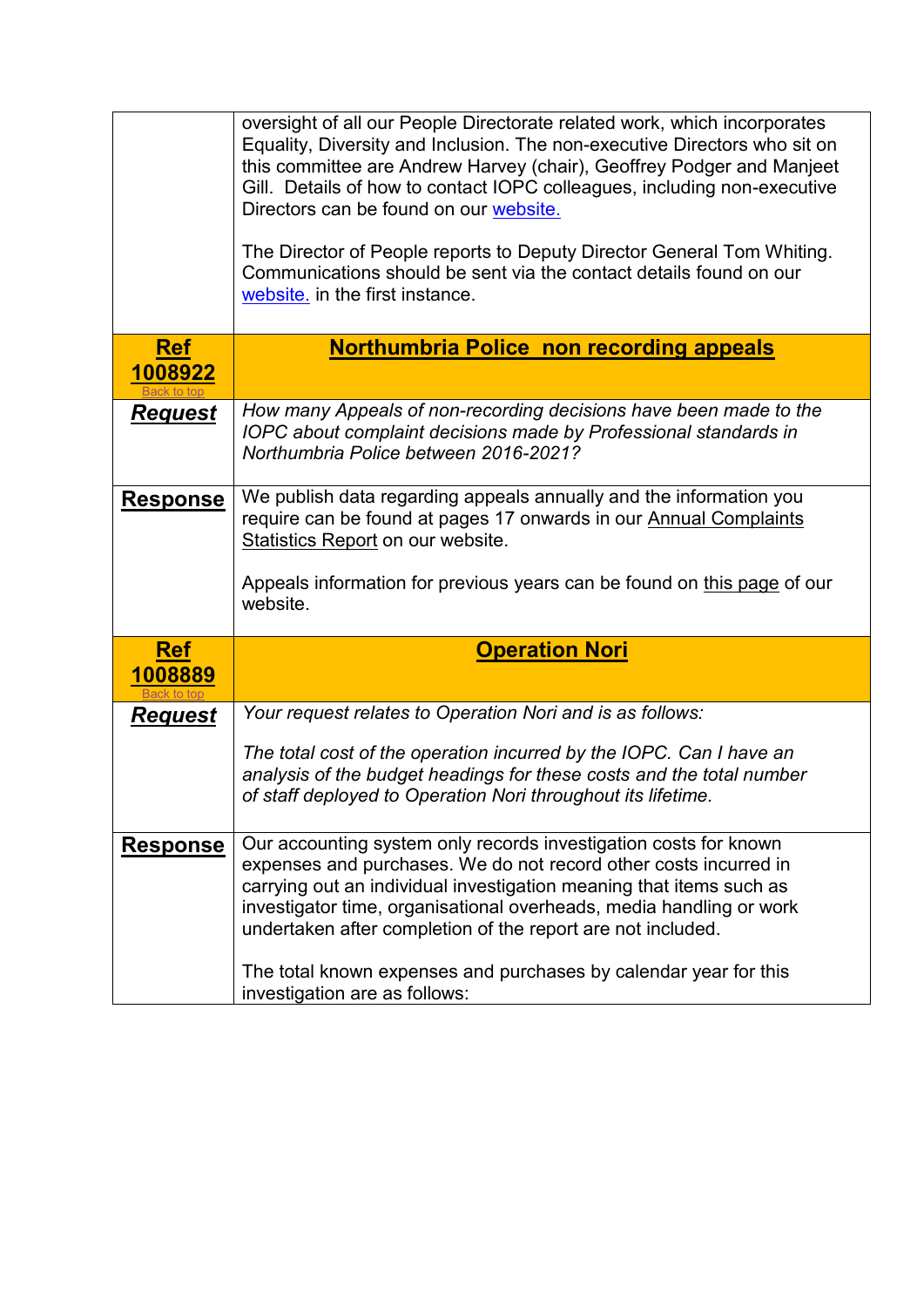| | |
|---|---|
| | oversight of all our People Directorate related work, which incorporates Equality, Diversity and Inclusion. The non-executive Directors who sit on this committee are Andrew Harvey (chair), Geoffrey Podger and Manjeet Gill. Details of how to contact IOPC colleagues, including non-executive Directors can be found on our [website.](#)<br><br>The Director of People reports to Deputy Director General Tom Whiting. Communications should be sent via the contact details found on our [website.](#) in the first instance. |
| **Ref 1008922**<br>Back to top | **Northumbria Police non recording appeals** |
| ***Request*** | *How many Appeals of non-recording decisions have been made to the IOPC about complaint decisions made by Professional standards in Northumbria Police between 2016-2021?* |
| **Response** | We publish data regarding appeals annually and the information you require can be found at pages 17 onwards in our Annual Complaints Statistics Report on our website.<br><br>Appeals information for previous years can be found on this page of our website. |
| **Ref 1008889**<br>Back to top | **Operation Nori** |
| ***Request*** | *Your request relates to Operation Nori and is as follows:*<br><br>*The total cost of the operation incurred by the IOPC. Can I have an analysis of the budget headings for these costs and the total number of staff deployed to Operation Nori throughout its lifetime.* |
| **Response** | Our accounting system only records investigation costs for known expenses and purchases. We do not record other costs incurred in carrying out an individual investigation meaning that items such as investigator time, organisational overheads, media handling or work undertaken after completion of the report are not included.<br><br>The total known expenses and purchases by calendar year for this investigation are as follows: |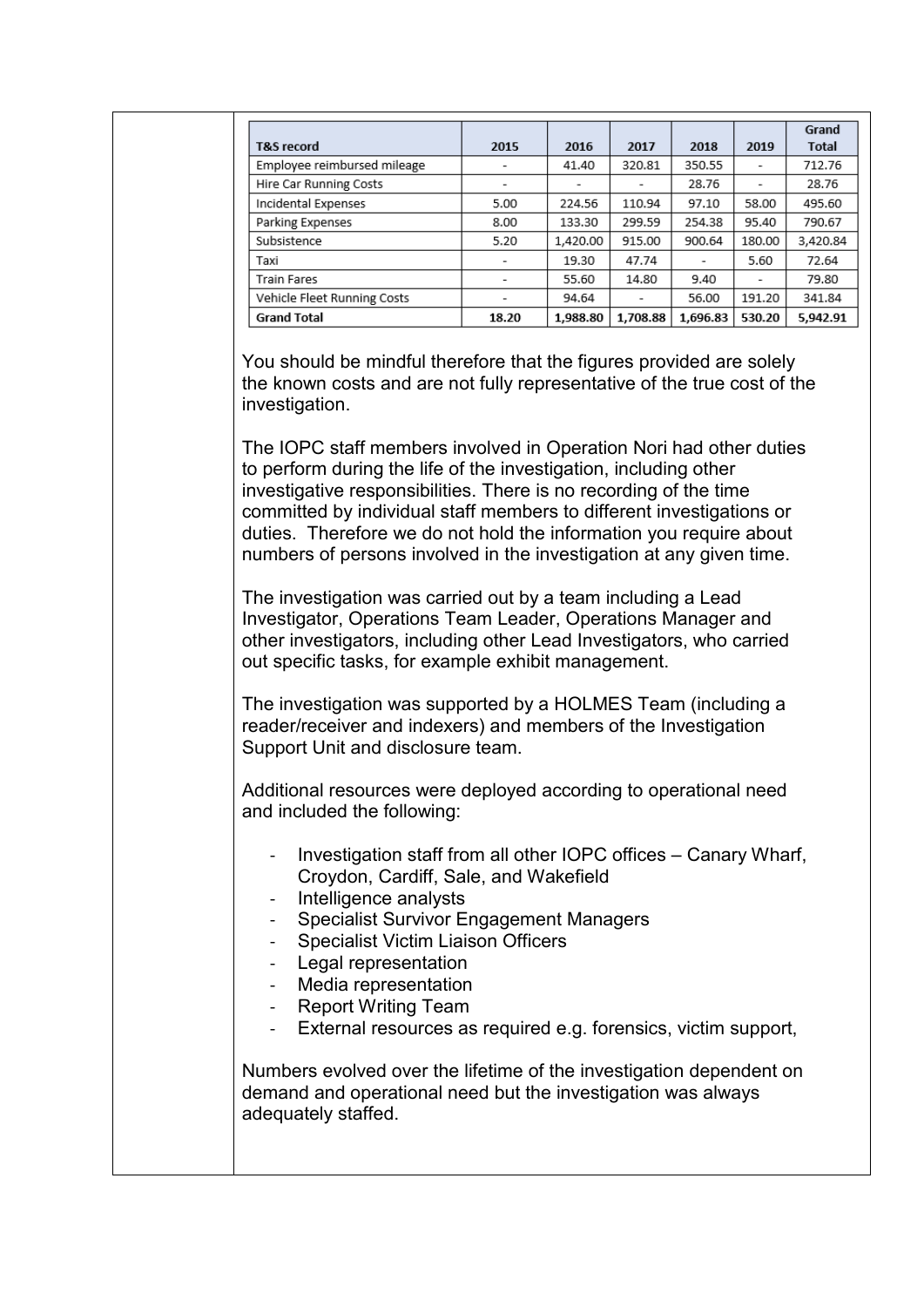| T&S record | 2015 | 2016 | 2017 | 2018 | 2019 | Grand Total |
|---|---|---|---|---|---|---|
| Employee reimbursed mileage | - | 41.40 | 320.81 | 350.55 | - | 712.76 |
| Hire Car Running Costs | - | - | - | 28.76 | - | 28.76 |
| Incidental Expenses | 5.00 | 224.56 | 110.94 | 97.10 | 58.00 | 495.60 |
| Parking Expenses | 8.00 | 133.30 | 299.59 | 254.38 | 95.40 | 790.67 |
| Subsistence | 5.20 | 1,420.00 | 915.00 | 900.64 | 180.00 | 3,420.84 |
| Taxi | - | 19.30 | 47.74 | - | 5.60 | 72.64 |
| Train Fares | - | 55.60 | 14.80 | 9.40 | - | 79.80 |
| Vehicle Fleet Running Costs | - | 94.64 | - | 56.00 | 191.20 | 341.84 |
| **Grand Total** | **18.20** | **1,988.80** | **1,708.88** | **1,696.83** | **530.20** | **5,942.91** |

You should be mindful therefore that the figures provided are solely the known costs and are not fully representative of the true cost of the investigation.

The IOPC staff members involved in Operation Nori had other duties to perform during the life of the investigation, including other investigative responsibilities. There is no recording of the time committed by individual staff members to different investigations or duties. Therefore we do not hold the information you require about numbers of persons involved in the investigation at any given time.

The investigation was carried out by a team including a Lead Investigator, Operations Team Leader, Operations Manager and other investigators, including other Lead Investigators, who carried out specific tasks, for example exhibit management.

The investigation was supported by a HOLMES Team (including a reader/receiver and indexers) and members of the Investigation Support Unit and disclosure team.

Additional resources were deployed according to operational need and included the following:

- Investigation staff from all other IOPC offices – Canary Wharf, Croydon, Cardiff, Sale, and Wakefield
- Intelligence analysts
- Specialist Survivor Engagement Managers
- Specialist Victim Liaison Officers
- Legal representation
- Media representation
- Report Writing Team
- External resources as required e.g. forensics, victim support,

Numbers evolved over the lifetime of the investigation dependent on demand and operational need but the investigation was always adequately staffed.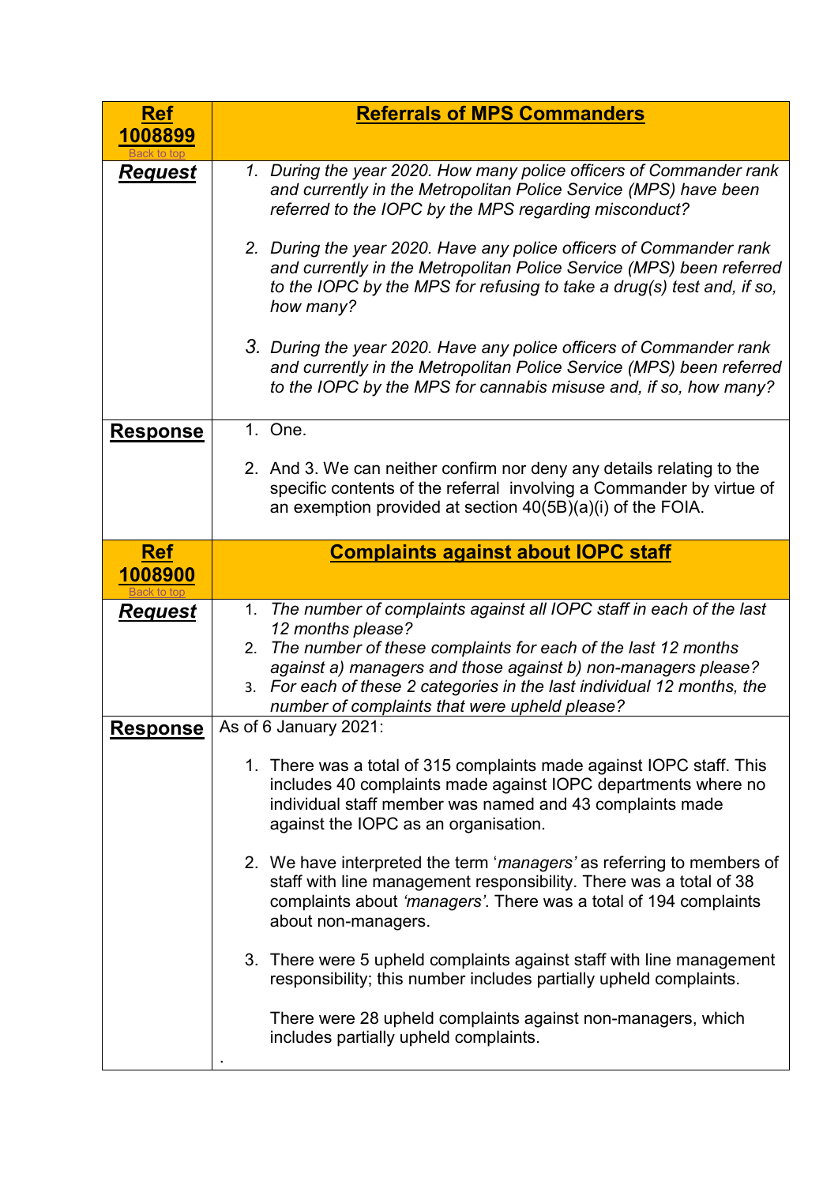| **Ref 1008899** Back to top | **Referrals of MPS Commanders** |
|---|---|
| ***Request*** | 1. *During the year 2020. How many police officers of Commander rank and currently in the Metropolitan Police Service (MPS) have been referred to the IOPC by the MPS regarding misconduct?*<br><br>2. *During the year 2020. Have any police officers of Commander rank and currently in the Metropolitan Police Service (MPS) been referred to the IOPC by the MPS for refusing to take a drug(s) test and, if so, how many?*<br><br>3. *During the year 2020. Have any police officers of Commander rank and currently in the Metropolitan Police Service (MPS) been referred to the IOPC by the MPS for cannabis misuse and, if so, how many?* |
| **Response** | 1. One.<br><br>2. And 3. We can neither confirm nor deny any details relating to the specific contents of the referral involving a Commander by virtue of an exemption provided at section 40(5B)(a)(i) of the FOIA. |

| **Ref 1008900** Back to top | **Complaints against about IOPC staff** |
|---|---|
| ***Request*** | 1. *The number of complaints against all IOPC staff in each of the last 12 months please?*<br>2. *The number of these complaints for each of the last 12 months against a) managers and those against b) non-managers please?*<br>3. *For each of these 2 categories in the last individual 12 months, the number of complaints that were upheld please?* |
| **Response** | As of 6 January 2021:<br><br>1. There was a total of 315 complaints made against IOPC staff. This includes 40 complaints made against IOPC departments where no individual staff member was named and 43 complaints made against the IOPC as an organisation.<br><br>2. We have interpreted the term '*managers'* as referring to members of staff with line management responsibility. There was a total of 38 complaints about *'managers'*. There was a total of 194 complaints about non-managers.<br><br>3. There were 5 upheld complaints against staff with line management responsibility; this number includes partially upheld complaints.<br><br>There were 28 upheld complaints against non-managers, which includes partially upheld complaints.<br><br>. |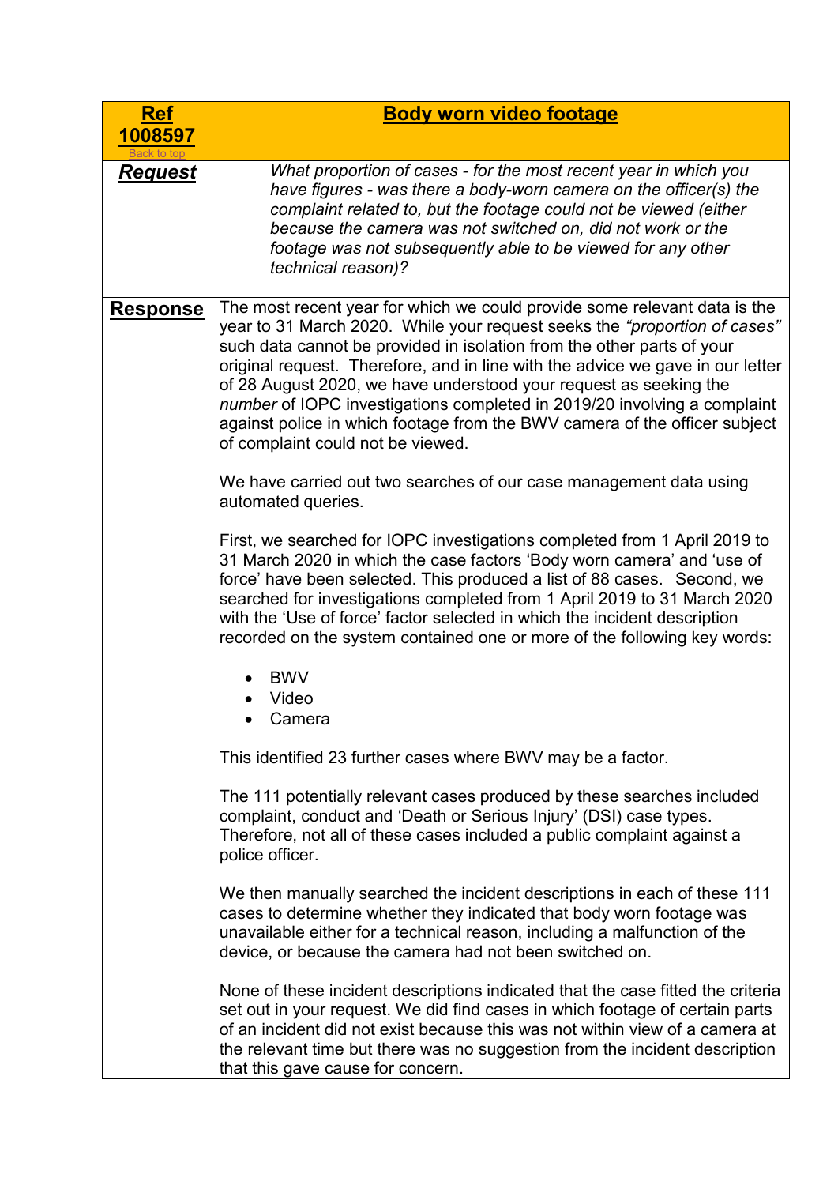| **Ref 1008597** [Back to top] | **Body worn video footage** |
| --- | --- |
| ***Request*** | *What proportion of cases - for the most recent year in which you have figures - was there a body-worn camera on the officer(s) the complaint related to, but the footage could not be viewed (either because the camera was not switched on, did not work or the footage was not subsequently able to be viewed for any other technical reason)?* |
| **Response** | The most recent year for which we could provide some relevant data is the year to 31 March 2020. While your request seeks the *"proportion of cases"* such data cannot be provided in isolation from the other parts of your original request. Therefore, and in line with the advice we gave in our letter of 28 August 2020, we have understood your request as seeking the *number* of IOPC investigations completed in 2019/20 involving a complaint against police in which footage from the BWV camera of the officer subject of complaint could not be viewed.<br><br>We have carried out two searches of our case management data using automated queries.<br><br>First, we searched for IOPC investigations completed from 1 April 2019 to 31 March 2020 in which the case factors 'Body worn camera' and 'use of force' have been selected. This produced a list of 88 cases. Second, we searched for investigations completed from 1 April 2019 to 31 March 2020 with the 'Use of force' factor selected in which the incident description recorded on the system contained one or more of the following key words:<br><br>• BWV<br>• Video<br>• Camera<br><br>This identified 23 further cases where BWV may be a factor.<br><br>The 111 potentially relevant cases produced by these searches included complaint, conduct and 'Death or Serious Injury' (DSI) case types. Therefore, not all of these cases included a public complaint against a police officer.<br><br>We then manually searched the incident descriptions in each of these 111 cases to determine whether they indicated that body worn footage was unavailable either for a technical reason, including a malfunction of the device, or because the camera had not been switched on.<br><br>None of these incident descriptions indicated that the case fitted the criteria set out in your request. We did find cases in which footage of certain parts of an incident did not exist because this was not within view of a camera at the relevant time but there was no suggestion from the incident description that this gave cause for concern. |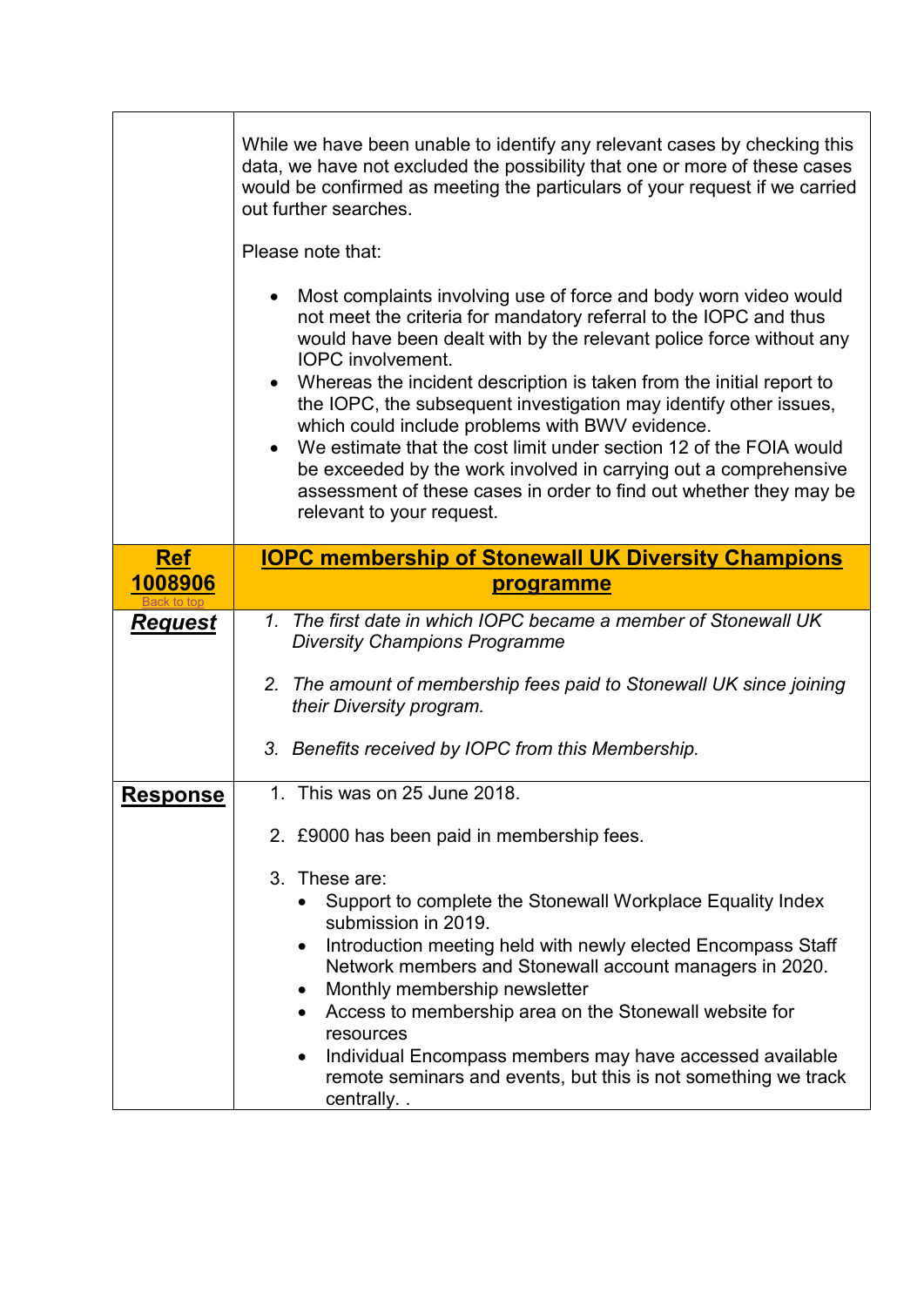| | |
|---|---|
| | While we have been unable to identify any relevant cases by checking this data, we have not excluded the possibility that one or more of these cases would be confirmed as meeting the particulars of your request if we carried out further searches.<br><br>Please note that:<br><br>• Most complaints involving use of force and body worn video would not meet the criteria for mandatory referral to the IOPC and thus would have been dealt with by the relevant police force without any IOPC involvement.<br>• Whereas the incident description is taken from the initial report to the IOPC, the subsequent investigation may identify other issues, which could include problems with BWV evidence.<br>• We estimate that the cost limit under section 12 of the FOIA would be exceeded by the work involved in carrying out a comprehensive assessment of these cases in order to find out whether they may be relevant to your request. |
| **Ref 1008906**<br>Back to top | **IOPC membership of Stonewall UK Diversity Champions programme** |
| ***Request*** | 1. *The first date in which IOPC became a member of Stonewall UK Diversity Champions Programme*<br><br>2. *The amount of membership fees paid to Stonewall UK since joining their Diversity program.*<br><br>3. *Benefits received by IOPC from this Membership.* |
| **Response** | 1. This was on 25 June 2018.<br><br>2. £9000 has been paid in membership fees.<br><br>3. These are:<br>• Support to complete the Stonewall Workplace Equality Index submission in 2019.<br>• Introduction meeting held with newly elected Encompass Staff Network members and Stonewall account managers in 2020.<br>• Monthly membership newsletter<br>• Access to membership area on the Stonewall website for resources<br>• Individual Encompass members may have accessed available remote seminars and events, but this is not something we track centrally. . |